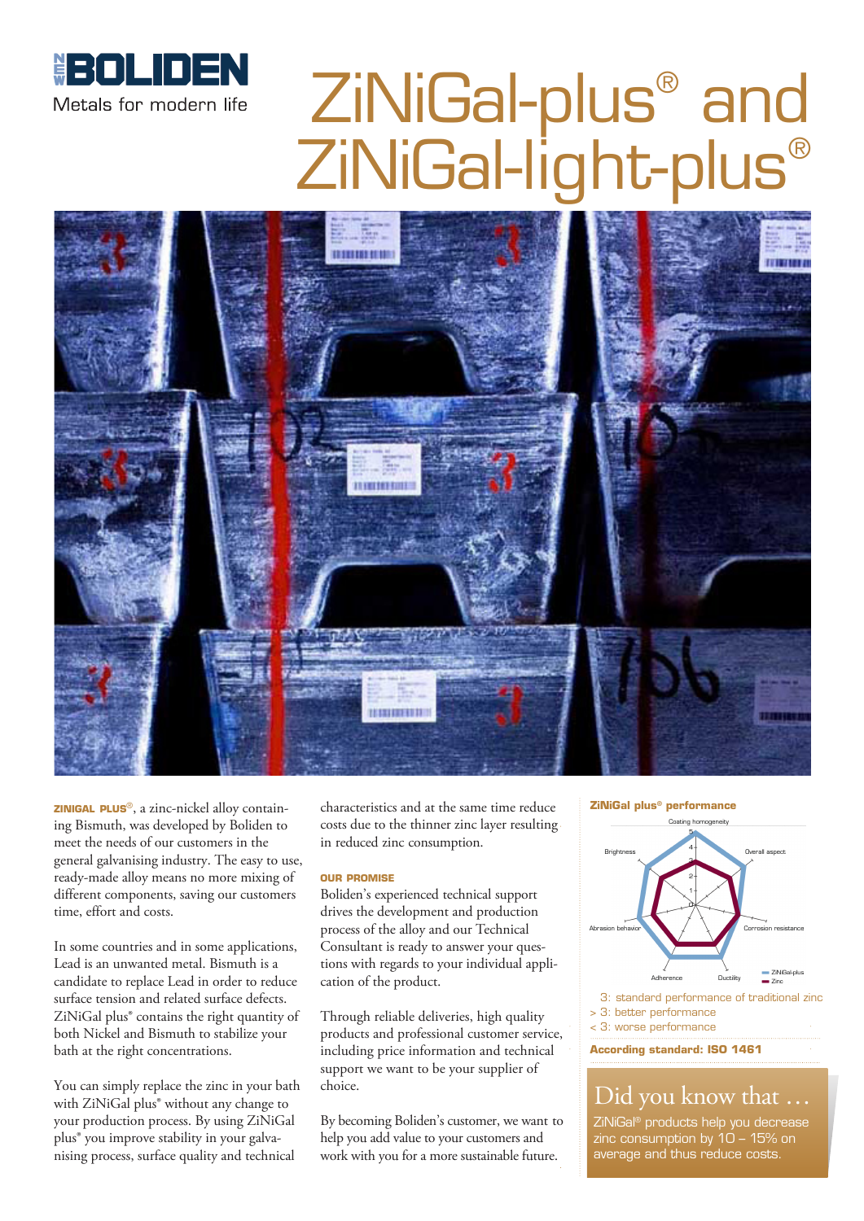NEW BOLIDEN

Metals for modern life

# ZiNiGal-plus® and ZiNiGal-light-plus®

**ZINIGAL PLUS®**, a zinc-nickel alloy containing Bismuth, was developed by Boliden to meet the needs of our customers in the general galvanising industry. The easy to use, ready-made alloy means no more mixing of different components, saving our customers time, effort and costs.

In some countries and in some applications, Lead is an unwanted metal. Bismuth is a candidate to replace Lead in order to reduce surface tension and related surface defects. ZiNiGal plus® contains the right quantity of both Nickel and Bismuth to stabilize your bath at the right concentrations.

You can simply replace the zinc in your bath with ZiNiGal plus® without any change to your production process. By using ZiNiGal plus® you improve stability in your galvanising process, surface quality and technical characteristics and at the same time reduce costs due to the thinner zinc layer resulting in reduced zinc consumption.

## OUR PROMISE

Boliden's experienced technical support drives the development and production process of the alloy and our Technical Consultant is ready to answer your questions with regards to your individual application of the product.

Through reliable deliveries, high quality products and professional customer service, including price information and technical support we want to be your supplier of choice.

By becoming Boliden's customer, we want to help you add value to your customers and work with you for a more sustainable future.

## ZiNiGal plus® performance

Coating homogeneity, Overall aspect, Corrosion resistance, Ductility, Adherence, Abrasion behavior, Brightness

ZiNiGal-plus; Zinc

3: standard performance of traditional zinc
> 3: better performance
< 3: worse performance

**According standard: ISO 1461**

## Did you know that …

ZiNiGal® products help you decrease zinc consumption by 10 – 15% on average and thus reduce costs.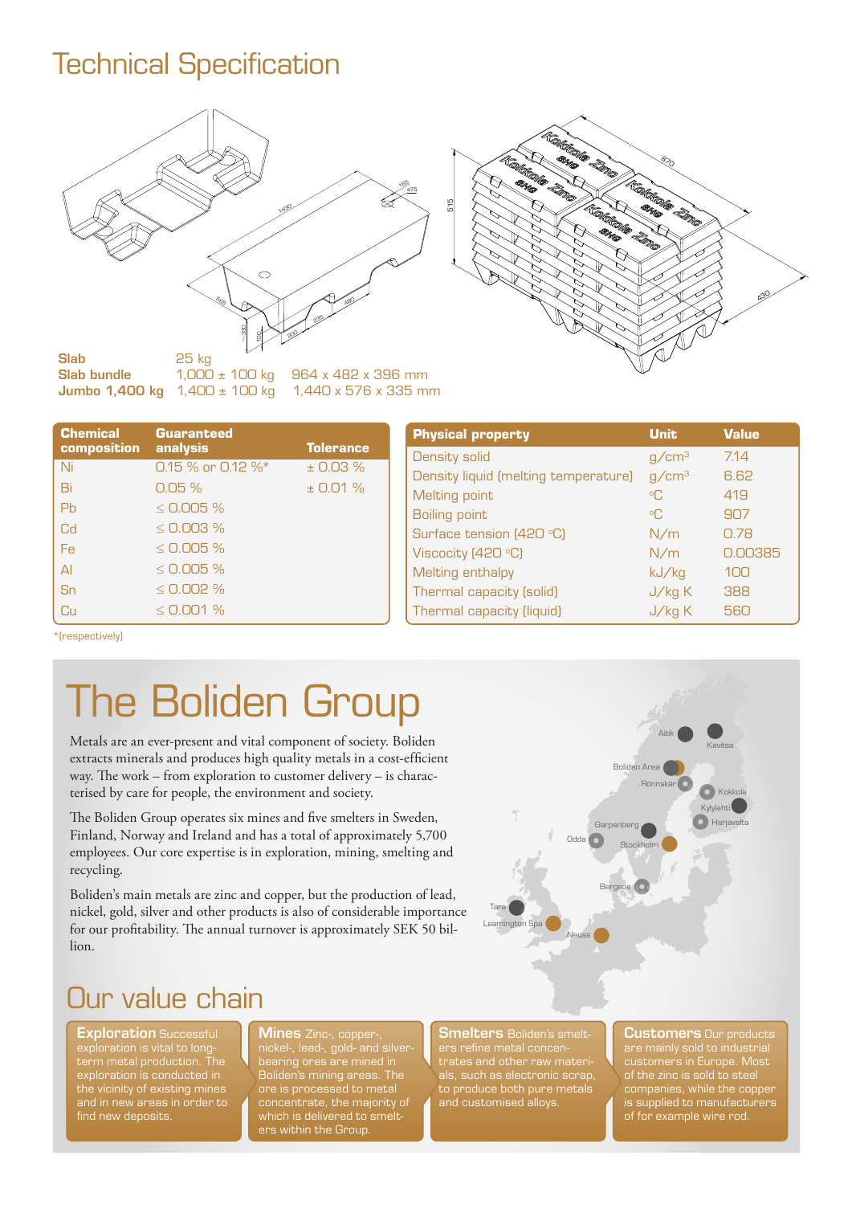# Technical Specification

1430
165
ø75
515
565
~330
150
300
236
480
870
430

| | | |
|---|---|---|
| **Slab** | 25 kg | |
| **Slab bundle** | 1,000 ± 100 kg | 964 x 482 x 396 mm |
| **Jumbo 1,400 kg** | 1,400 ± 100 kg | 1,440 x 576 x 335 mm |

| Chemical composition | Guaranteed analysis | Tolerance |
|---|---|---|
| Ni | 0.15 % or 0.12 %* | ± 0.03 % |
| Bi | 0.05 % | ± 0.01 % |
| Pb | ≤ 0.005 % | |
| Cd | ≤ 0.003 % | |
| Fe | ≤ 0.005 % | |
| Al | ≤ 0.005 % | |
| Sn | ≤ 0.002 % | |
| Cu | ≤ 0.001 % | |

*(respectively)

| Physical property | Unit | Value |
|---|---|---|
| Density solid | g/cm³ | 7.14 |
| Density liquid (melting temperature) | g/cm³ | 6.62 |
| Melting point | °C | 419 |
| Boiling point | °C | 907 |
| Surface tension (420 °C) | N/m | 0.78 |
| Viscocity (420 °C) | N/m | 0.00385 |
| Melting enthalpy | kJ/kg | 100 |
| Thermal capacity (solid) | J/kg K | 388 |
| Thermal capacity (liquid) | J/kg K | 560 |

# The Boliden Group

Metals are an ever-present and vital component of society. Boliden extracts minerals and produces high quality metals in a cost-efficient way. The work – from exploration to customer delivery – is characterised by care for people, the environment and society.

The Boliden Group operates six mines and five smelters in Sweden, Finland, Norway and Ireland and has a total of approximately 5,700 employees. Our core expertise is in exploration, mining, smelting and recycling.

Boliden's main metals are zinc and copper, but the production of lead, nickel, gold, silver and other products is also of considerable importance for our profitability. The annual turnover is approximately SEK 50 billion.

Aitik
Kevitsa
Boliden Area
Rönnskär
Kokkola
Kylylahti
Harjavalta
Garpenberg
Odda
Stockholm
Bergsöa
Tara
Leamington Spa
Neuss

## Our value chain

**Exploration** Successful exploration is vital to long-term metal production. The exploration is conducted in the vicinity of existing mines and in new areas in order to find new deposits.

**Mines** Zinc-, copper-, nickel-, lead-, gold- and silver-bearing ores are mined in Boliden's mining areas. The ore is processed to metal concentrate, the majority of which is delivered to smelters within the Group.

**Smelters** Boliden's smelters refine metal concentrates and other raw materials, such as electronic scrap, to produce both pure metals and customised alloys.

**Customers** Our products are mainly sold to industrial customers in Europe. Most of the zinc is sold to steel companies, while the copper is supplied to manufacturers of for example wire rod.